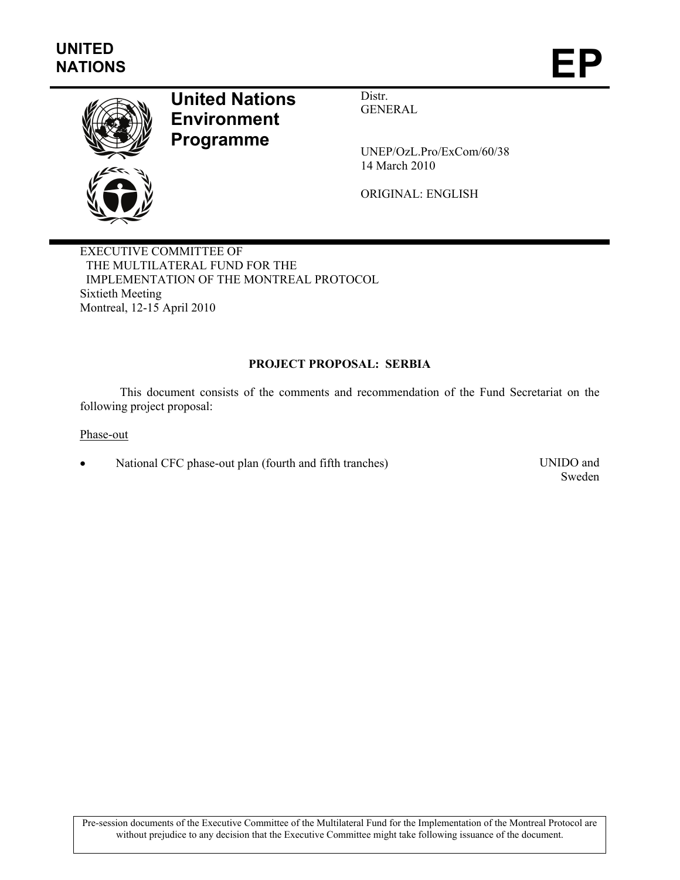UNITED NATIONS

# EP

**United Nations Environment Programme**

Distr.
GENERAL

UNEP/OzL.Pro/ExCom/60/38
14 March 2010

ORIGINAL: ENGLISH

EXECUTIVE COMMITTEE OF
THE MULTILATERAL FUND FOR THE
IMPLEMENTATION OF THE MONTREAL PROTOCOL
Sixtieth Meeting
Montreal, 12-15 April 2010

## PROJECT PROPOSAL: SERBIA

This document consists of the comments and recommendation of the Fund Secretariat on the following project proposal:

Phase-out

- National CFC phase-out plan (fourth and fifth tranches) — UNIDO and Sweden

Pre-session documents of the Executive Committee of the Multilateral Fund for the Implementation of the Montreal Protocol are without prejudice to any decision that the Executive Committee might take following issuance of the document.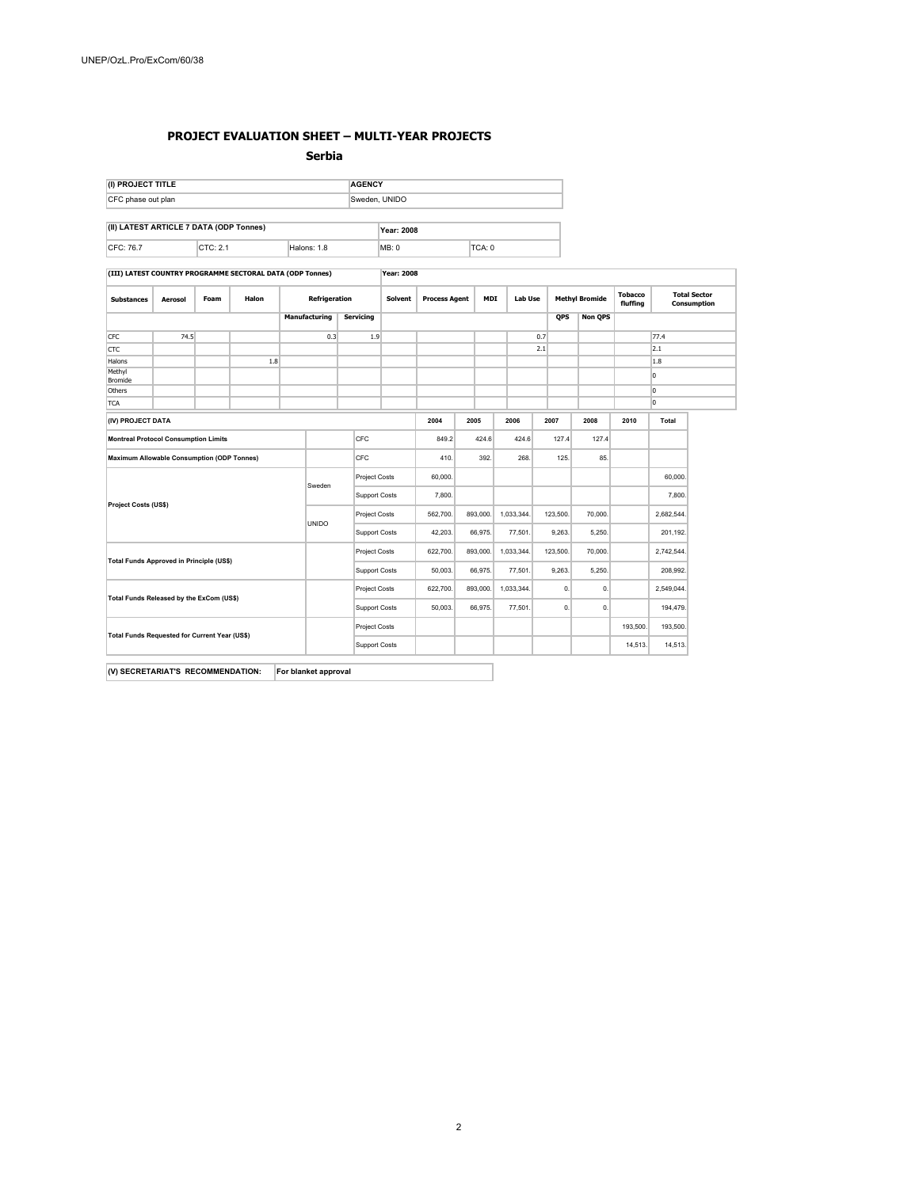## PROJECT EVALUATION SHEET – MULTI-YEAR PROJECTS

### Serbia

| (I) PROJECT TITLE | AGENCY |
|---|---|
| CFC phase out plan | Sweden, UNIDO |

| (II) LATEST ARTICLE 7 DATA (ODP Tonnes) | | | Year: 2008 | |
|---|---|---|---|---|
| CFC: 76.7 | CTC: 2.1 | Halons: 1.8 | MB: 0 | TCA: 0 |

**(III) LATEST COUNTRY PROGRAMME SECTORAL DATA (ODP Tonnes)** — Year: 2008

| Substances | Aerosol | Foam | Halon | Refrigeration | | Solvent | Process Agent | MDI | Lab Use | Methyl Bromide | | Tobacco fluffing | Total Sector Consumption |
|---|---|---|---|---|---|---|---|---|---|---|---|---|---|
| | | | | Manufacturing | Servicing | | | | | QPS | Non QPS | | |
| CFC | 74.5 | | | 0.3 | 1.9 | | | | 0.7 | | | | 77.4 |
| CTC | | | | | | | | | 2.1 | | | | 2.1 |
| Halons | | | 1.8 | | | | | | | | | | 1.8 |
| Methyl Bromide | | | | | | | | | | | | | 0 |
| Others | | | | | | | | | | | | | 0 |
| TCA | | | | | | | | | | | | | 0 |

| (IV) PROJECT DATA | | | 2004 | 2005 | 2006 | 2007 | 2008 | 2010 | Total |
|---|---|---|---|---|---|---|---|---|---|
| Montreal Protocol Consumption Limits | | CFC | 849.2 | 424.6 | 424.6 | 127.4 | 127.4 | | |
| Maximum Allowable Consumption (ODP Tonnes) | | CFC | 410. | 392. | 268. | 125. | 85. | | |
| Project Costs (US$) | Sweden | Project Costs | 60,000. | | | | | | 60,000. |
| | | Support Costs | 7,800. | | | | | | 7,800. |
| | UNIDO | Project Costs | 562,700. | 893,000. | 1,033,344. | 123,500. | 70,000. | | 2,682,544. |
| | | Support Costs | 42,203. | 66,975. | 77,501. | 9,263. | 5,250. | | 201,192. |
| Total Funds Approved in Principle (US$) | | Project Costs | 622,700. | 893,000. | 1,033,344. | 123,500. | 70,000. | | 2,742,544. |
| | | Support Costs | 50,003. | 66,975. | 77,501. | 9,263. | 5,250. | | 208,992. |
| Total Funds Released by the ExCom (US$) | | Project Costs | 622,700. | 893,000. | 1,033,344. | 0. | 0. | | 2,549,044. |
| | | Support Costs | 50,003. | 66,975. | 77,501. | 0. | 0. | | 194,479. |
| Total Funds Requested for Current Year (US$) | | Project Costs | | | | | | 193,500. | 193,500. |
| | | Support Costs | | | | | | 14,513. | 14,513. |

| (V) SECRETARIAT'S RECOMMENDATION: | For blanket approval |
|---|---|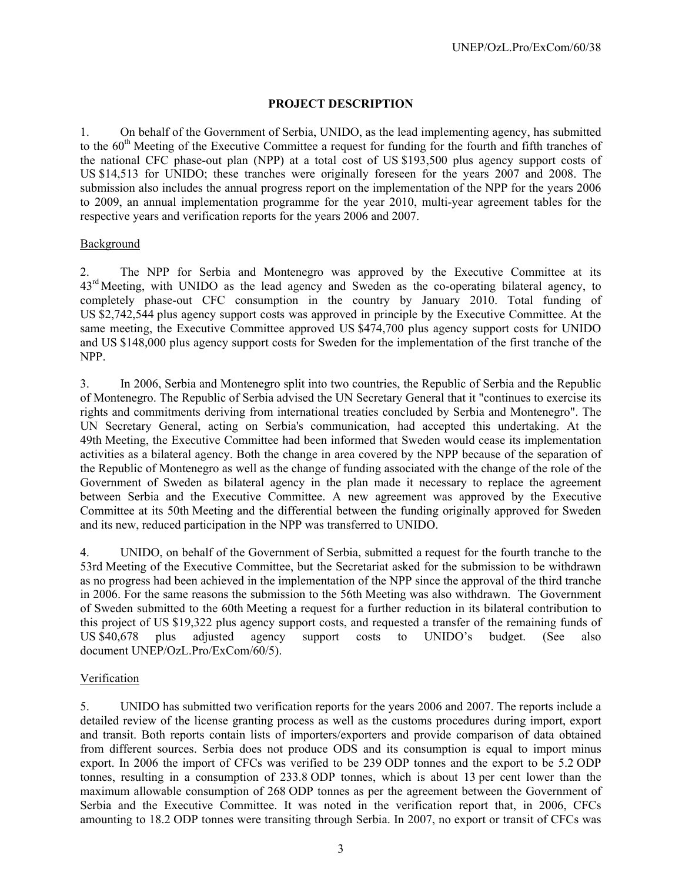## PROJECT DESCRIPTION

1. On behalf of the Government of Serbia, UNIDO, as the lead implementing agency, has submitted to the 60th Meeting of the Executive Committee a request for funding for the fourth and fifth tranches of the national CFC phase-out plan (NPP) at a total cost of US $193,500 plus agency support costs of US $14,513 for UNIDO; these tranches were originally foreseen for the years 2007 and 2008. The submission also includes the annual progress report on the implementation of the NPP for the years 2006 to 2009, an annual implementation programme for the year 2010, multi-year agreement tables for the respective years and verification reports for the years 2006 and 2007.

### Background

2. The NPP for Serbia and Montenegro was approved by the Executive Committee at its 43rd Meeting, with UNIDO as the lead agency and Sweden as the co-operating bilateral agency, to completely phase-out CFC consumption in the country by January 2010. Total funding of US $2,742,544 plus agency support costs was approved in principle by the Executive Committee. At the same meeting, the Executive Committee approved US $474,700 plus agency support costs for UNIDO and US $148,000 plus agency support costs for Sweden for the implementation of the first tranche of the NPP.

3. In 2006, Serbia and Montenegro split into two countries, the Republic of Serbia and the Republic of Montenegro. The Republic of Serbia advised the UN Secretary General that it "continues to exercise its rights and commitments deriving from international treaties concluded by Serbia and Montenegro". The UN Secretary General, acting on Serbia's communication, had accepted this undertaking. At the 49th Meeting, the Executive Committee had been informed that Sweden would cease its implementation activities as a bilateral agency. Both the change in area covered by the NPP because of the separation of the Republic of Montenegro as well as the change of funding associated with the change of the role of the Government of Sweden as bilateral agency in the plan made it necessary to replace the agreement between Serbia and the Executive Committee. A new agreement was approved by the Executive Committee at its 50th Meeting and the differential between the funding originally approved for Sweden and its new, reduced participation in the NPP was transferred to UNIDO.

4. UNIDO, on behalf of the Government of Serbia, submitted a request for the fourth tranche to the 53rd Meeting of the Executive Committee, but the Secretariat asked for the submission to be withdrawn as no progress had been achieved in the implementation of the NPP since the approval of the third tranche in 2006. For the same reasons the submission to the 56th Meeting was also withdrawn. The Government of Sweden submitted to the 60th Meeting a request for a further reduction in its bilateral contribution to this project of US $19,322 plus agency support costs, and requested a transfer of the remaining funds of US $40,678 plus adjusted agency support costs to UNIDO's budget. (See also document UNEP/OzL.Pro/ExCom/60/5).

### Verification

5. UNIDO has submitted two verification reports for the years 2006 and 2007. The reports include a detailed review of the license granting process as well as the customs procedures during import, export and transit. Both reports contain lists of importers/exporters and provide comparison of data obtained from different sources. Serbia does not produce ODS and its consumption is equal to import minus export. In 2006 the import of CFCs was verified to be 239 ODP tonnes and the export to be 5.2 ODP tonnes, resulting in a consumption of 233.8 ODP tonnes, which is about 13 per cent lower than the maximum allowable consumption of 268 ODP tonnes as per the agreement between the Government of Serbia and the Executive Committee. It was noted in the verification report that, in 2006, CFCs amounting to 18.2 ODP tonnes were transiting through Serbia. In 2007, no export or transit of CFCs was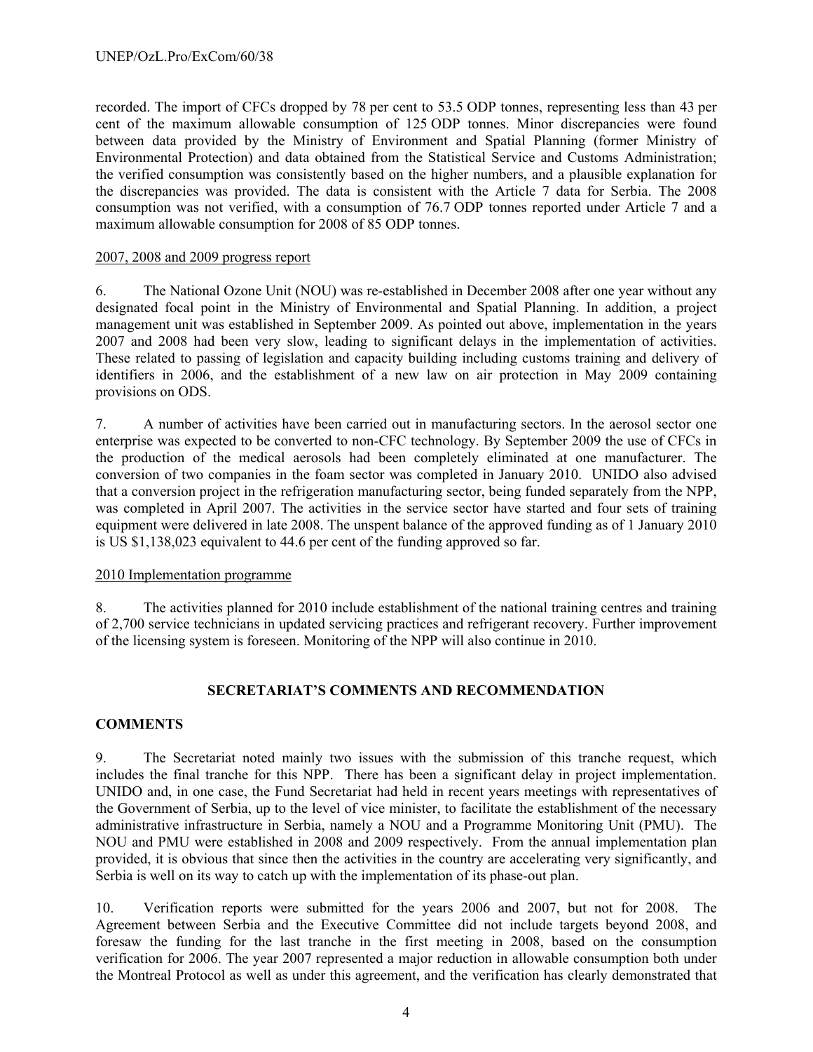recorded. The import of CFCs dropped by 78 per cent to 53.5 ODP tonnes, representing less than 43 per cent of the maximum allowable consumption of 125 ODP tonnes. Minor discrepancies were found between data provided by the Ministry of Environment and Spatial Planning (former Ministry of Environmental Protection) and data obtained from the Statistical Service and Customs Administration; the verified consumption was consistently based on the higher numbers, and a plausible explanation for the discrepancies was provided. The data is consistent with the Article 7 data for Serbia. The 2008 consumption was not verified, with a consumption of 76.7 ODP tonnes reported under Article 7 and a maximum allowable consumption for 2008 of 85 ODP tonnes.

2007, 2008 and 2009 progress report

6. The National Ozone Unit (NOU) was re-established in December 2008 after one year without any designated focal point in the Ministry of Environmental and Spatial Planning. In addition, a project management unit was established in September 2009. As pointed out above, implementation in the years 2007 and 2008 had been very slow, leading to significant delays in the implementation of activities. These related to passing of legislation and capacity building including customs training and delivery of identifiers in 2006, and the establishment of a new law on air protection in May 2009 containing provisions on ODS.

7. A number of activities have been carried out in manufacturing sectors. In the aerosol sector one enterprise was expected to be converted to non-CFC technology. By September 2009 the use of CFCs in the production of the medical aerosols had been completely eliminated at one manufacturer. The conversion of two companies in the foam sector was completed in January 2010. UNIDO also advised that a conversion project in the refrigeration manufacturing sector, being funded separately from the NPP, was completed in April 2007. The activities in the service sector have started and four sets of training equipment were delivered in late 2008. The unspent balance of the approved funding as of 1 January 2010 is US $1,138,023 equivalent to 44.6 per cent of the funding approved so far.

2010 Implementation programme

8. The activities planned for 2010 include establishment of the national training centres and training of 2,700 service technicians in updated servicing practices and refrigerant recovery. Further improvement of the licensing system is foreseen. Monitoring of the NPP will also continue in 2010.

## SECRETARIAT'S COMMENTS AND RECOMMENDATION

### COMMENTS

9. The Secretariat noted mainly two issues with the submission of this tranche request, which includes the final tranche for this NPP. There has been a significant delay in project implementation. UNIDO and, in one case, the Fund Secretariat had held in recent years meetings with representatives of the Government of Serbia, up to the level of vice minister, to facilitate the establishment of the necessary administrative infrastructure in Serbia, namely a NOU and a Programme Monitoring Unit (PMU). The NOU and PMU were established in 2008 and 2009 respectively. From the annual implementation plan provided, it is obvious that since then the activities in the country are accelerating very significantly, and Serbia is well on its way to catch up with the implementation of its phase-out plan.

10. Verification reports were submitted for the years 2006 and 2007, but not for 2008. The Agreement between Serbia and the Executive Committee did not include targets beyond 2008, and foresaw the funding for the last tranche in the first meeting in 2008, based on the consumption verification for 2006. The year 2007 represented a major reduction in allowable consumption both under the Montreal Protocol as well as under this agreement, and the verification has clearly demonstrated that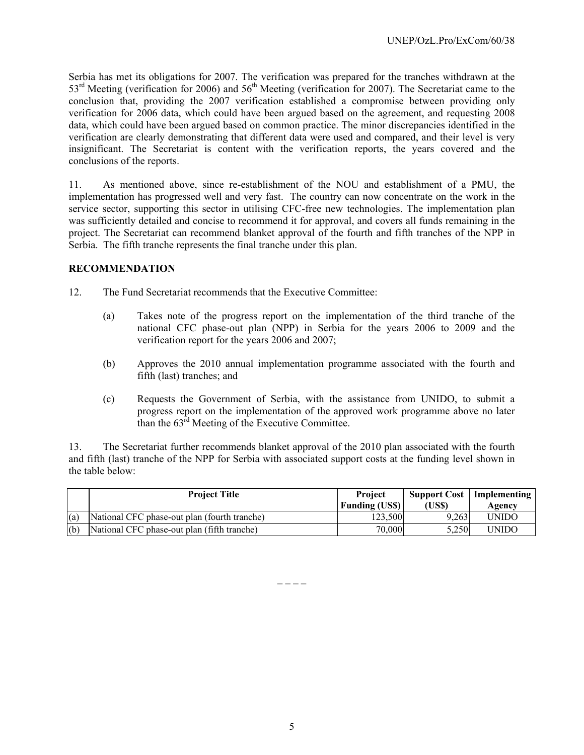Serbia has met its obligations for 2007. The verification was prepared for the tranches withdrawn at the 53rd Meeting (verification for 2006) and 56th Meeting (verification for 2007). The Secretariat came to the conclusion that, providing the 2007 verification established a compromise between providing only verification for 2006 data, which could have been argued based on the agreement, and requesting 2008 data, which could have been argued based on common practice. The minor discrepancies identified in the verification are clearly demonstrating that different data were used and compared, and their level is very insignificant. The Secretariat is content with the verification reports, the years covered and the conclusions of the reports.

11. As mentioned above, since re-establishment of the NOU and establishment of a PMU, the implementation has progressed well and very fast. The country can now concentrate on the work in the service sector, supporting this sector in utilising CFC-free new technologies. The implementation plan was sufficiently detailed and concise to recommend it for approval, and covers all funds remaining in the project. The Secretariat can recommend blanket approval of the fourth and fifth tranches of the NPP in Serbia. The fifth tranche represents the final tranche under this plan.

## RECOMMENDATION

12. The Fund Secretariat recommends that the Executive Committee:

(a) Takes note of the progress report on the implementation of the third tranche of the national CFC phase-out plan (NPP) in Serbia for the years 2006 to 2009 and the verification report for the years 2006 and 2007;

(b) Approves the 2010 annual implementation programme associated with the fourth and fifth (last) tranches; and

(c) Requests the Government of Serbia, with the assistance from UNIDO, to submit a progress report on the implementation of the approved work programme above no later than the 63rd Meeting of the Executive Committee.

13. The Secretariat further recommends blanket approval of the 2010 plan associated with the fourth and fifth (last) tranche of the NPP for Serbia with associated support costs at the funding level shown in the table below:

| | Project Title | Project Funding (US$) | Support Cost (US$) | Implementing Agency |
|---|---|---|---|---|
| (a) | National CFC phase-out plan (fourth tranche) | 123,500 | 9,263 | UNIDO |
| (b) | National CFC phase-out plan (fifth tranche) | 70,000 | 5,250 | UNIDO |

– – – –